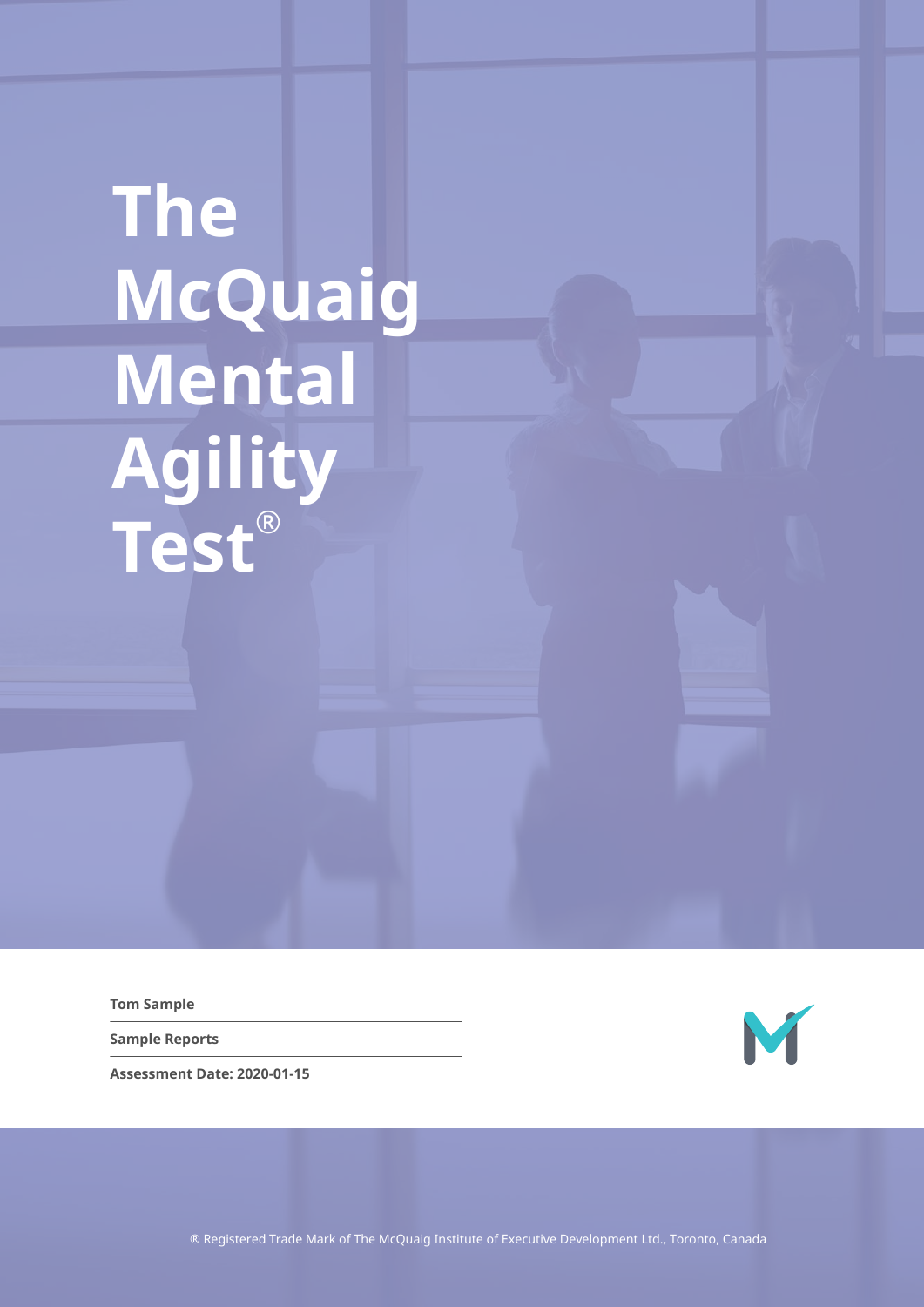# The McQuaig Mental Agility Test®

**Tom Sample**

**Sample Reports**

**Assessment Date: 2020-01-15**

® Registered Trade Mark of The McQuaig Institute of Executive Development Ltd., Toronto, Canada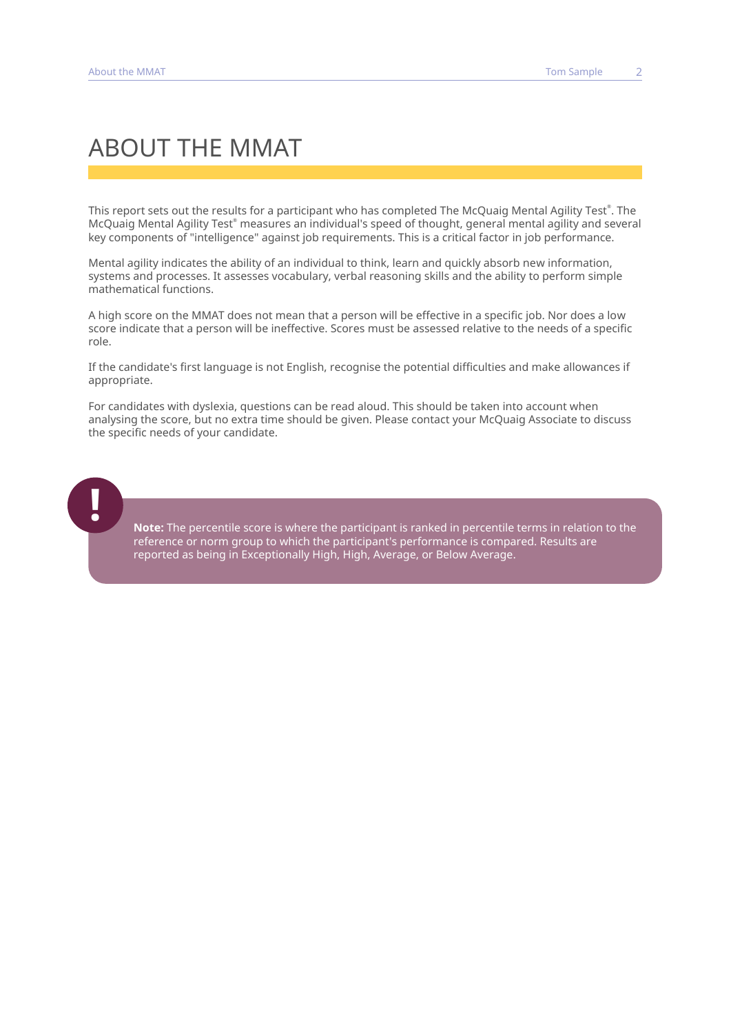# ABOUT THE MMAT

This report sets out the results for a participant who has completed The McQuaig Mental Agility Test®. The McQuaig Mental Agility Test® measures an individual's speed of thought, general mental agility and several key components of "intelligence" against job requirements. This is a critical factor in job performance.

Mental agility indicates the ability of an individual to think, learn and quickly absorb new information, systems and processes. It assesses vocabulary, verbal reasoning skills and the ability to perform simple mathematical functions.

A high score on the MMAT does not mean that a person will be effective in a specific job. Nor does a low score indicate that a person will be ineffective. Scores must be assessed relative to the needs of a specific role.

If the candidate's first language is not English, recognise the potential difficulties and make allowances if appropriate.

For candidates with dyslexia, questions can be read aloud. This should be taken into account when analysing the score, but no extra time should be given. Please contact your McQuaig Associate to discuss the specific needs of your candidate.

**Note:** The percentile score is where the participant is ranked in percentile terms in relation to the reference or norm group to which the participant's performance is compared. Results are reported as being in Exceptionally High, High, Average, or Below Average.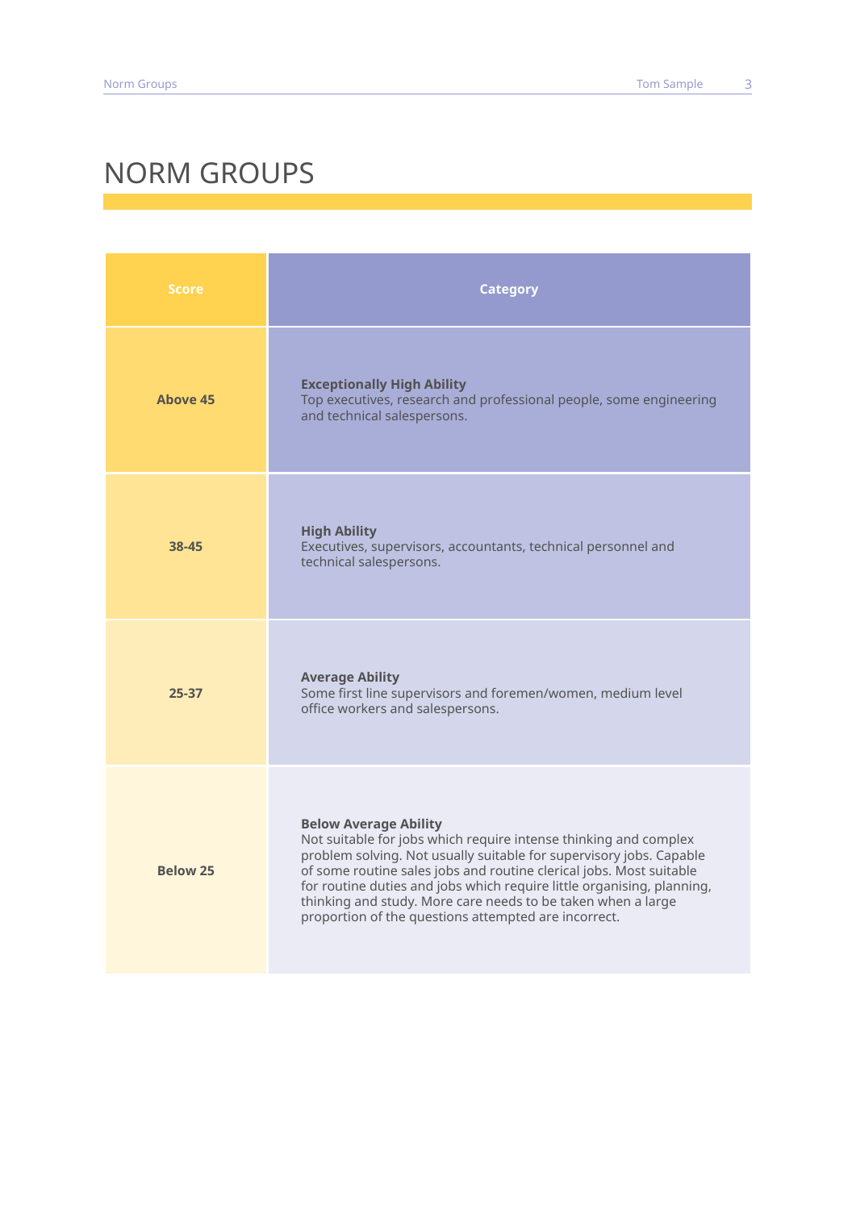# NORM GROUPS

| Score | Category |
|---|---|
| **Above 45** | **Exceptionally High Ability** Top executives, research and professional people, some engineering and technical salespersons. |
| **38-45** | **High Ability** Executives, supervisors, accountants, technical personnel and technical salespersons. |
| **25-37** | **Average Ability** Some first line supervisors and foremen/women, medium level office workers and salespersons. |
| **Below 25** | **Below Average Ability** Not suitable for jobs which require intense thinking and complex problem solving. Not usually suitable for supervisory jobs. Capable of some routine sales jobs and routine clerical jobs. Most suitable for routine duties and jobs which require little organising, planning, thinking and study. More care needs to be taken when a large proportion of the questions attempted are incorrect. |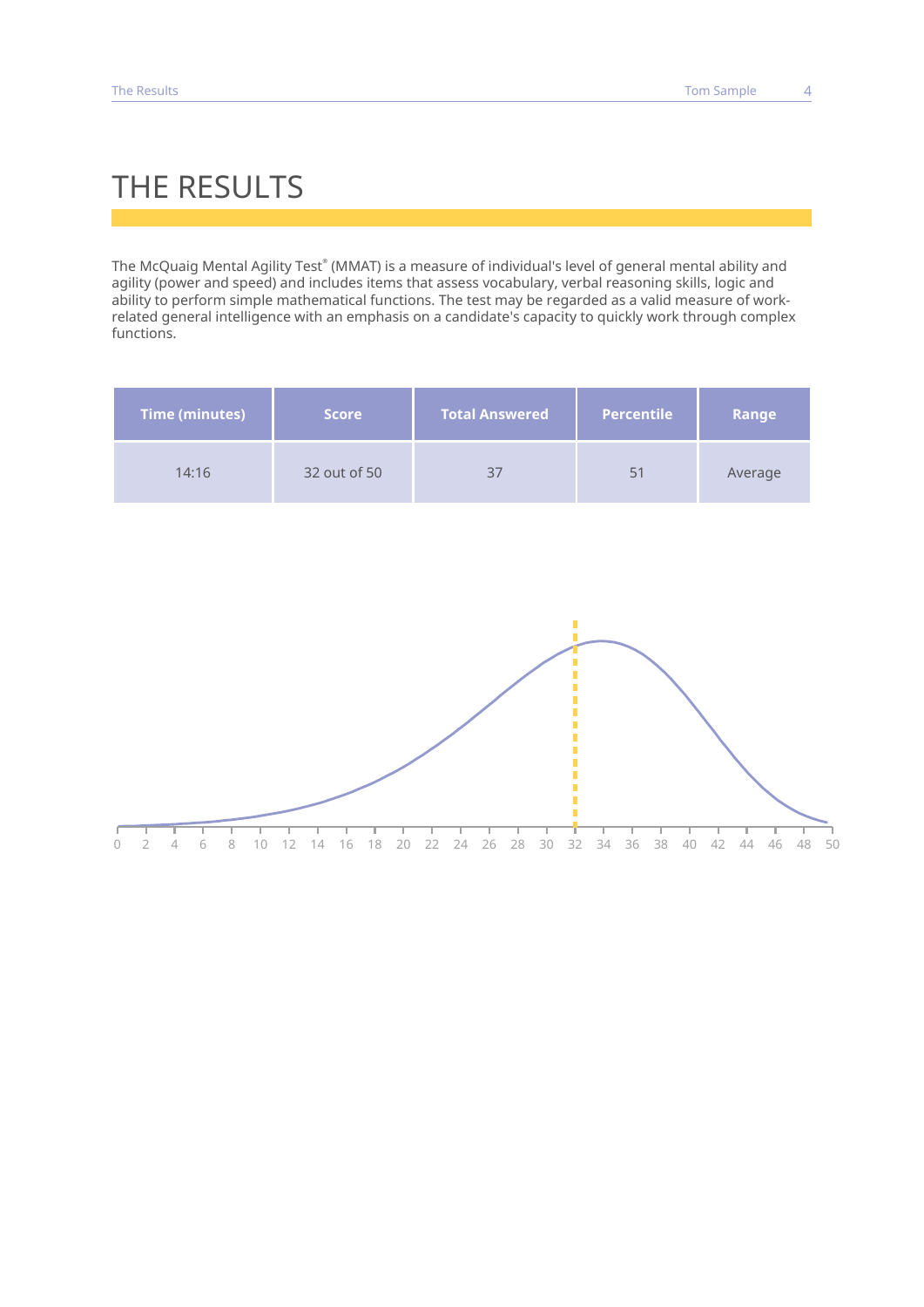# THE RESULTS

The McQuaig Mental Agility Test® (MMAT) is a measure of individual's level of general mental ability and agility (power and speed) and includes items that assess vocabulary, verbal reasoning skills, logic and ability to perform simple mathematical functions. The test may be regarded as a valid measure of work-related general intelligence with an emphasis on a candidate's capacity to quickly work through complex functions.

| Time (minutes) | Score | Total Answered | Percentile | Range |
|---|---|---|---|---|
| 14:16 | 32 out of 50 | 37 | 51 | Average |

0 2 4 6 8 10 12 14 16 18 20 22 24 26 28 30 32 34 36 38 40 42 44 46 48 50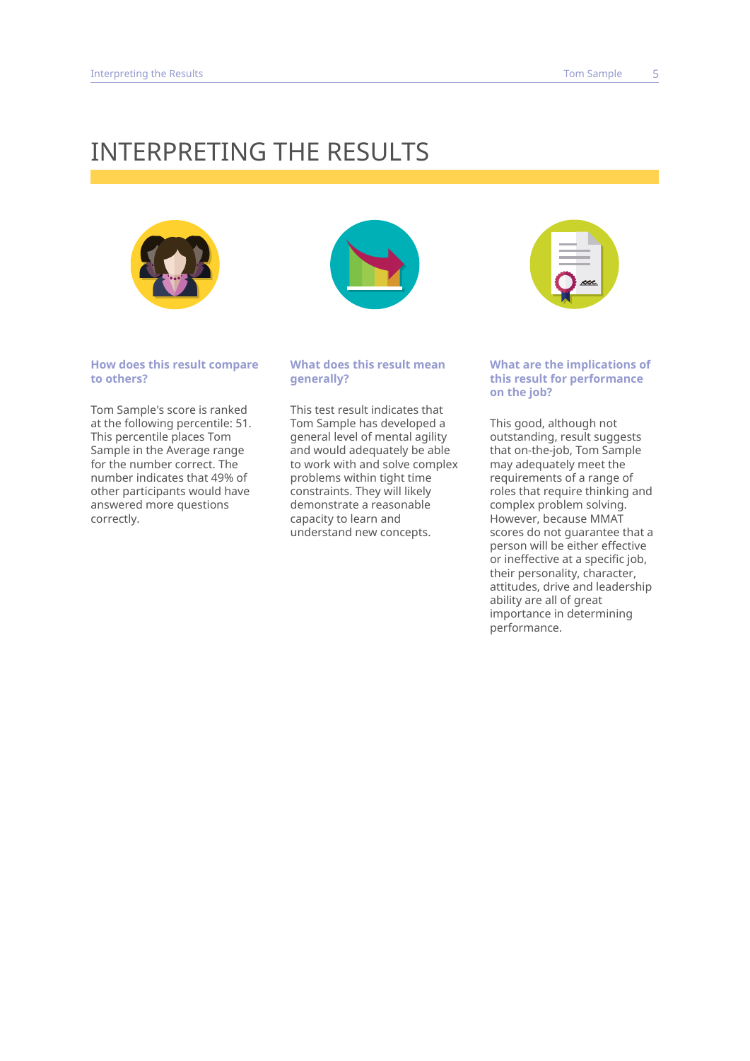# INTERPRETING THE RESULTS

### How does this result compare to others?

Tom Sample's score is ranked at the following percentile: 51. This percentile places Tom Sample in the Average range for the number correct. The number indicates that 49% of other participants would have answered more questions correctly.

### What does this result mean generally?

This test result indicates that Tom Sample has developed a general level of mental agility and would adequately be able to work with and solve complex problems within tight time constraints. They will likely demonstrate a reasonable capacity to learn and understand new concepts.

### What are the implications of this result for performance on the job?

This good, although not outstanding, result suggests that on-the-job, Tom Sample may adequately meet the requirements of a range of roles that require thinking and complex problem solving. However, because MMAT scores do not guarantee that a person will be either effective or ineffective at a specific job, their personality, character, attitudes, drive and leadership ability are all of great importance in determining performance.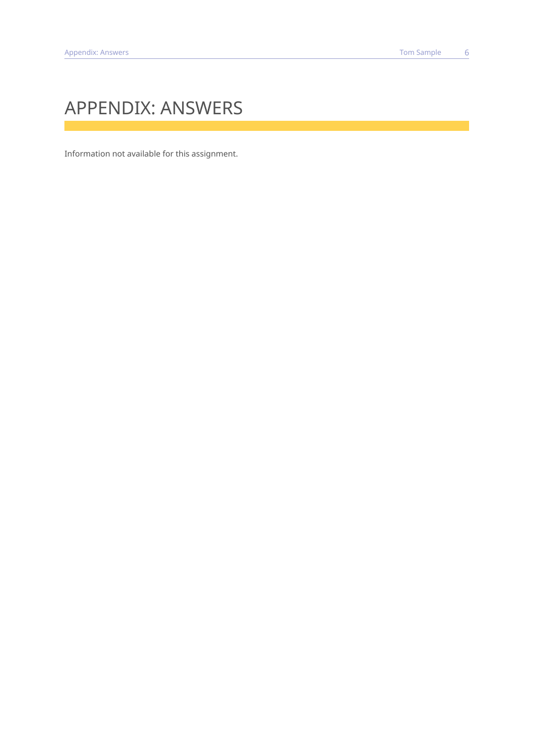# APPENDIX: ANSWERS

Information not available for this assignment.